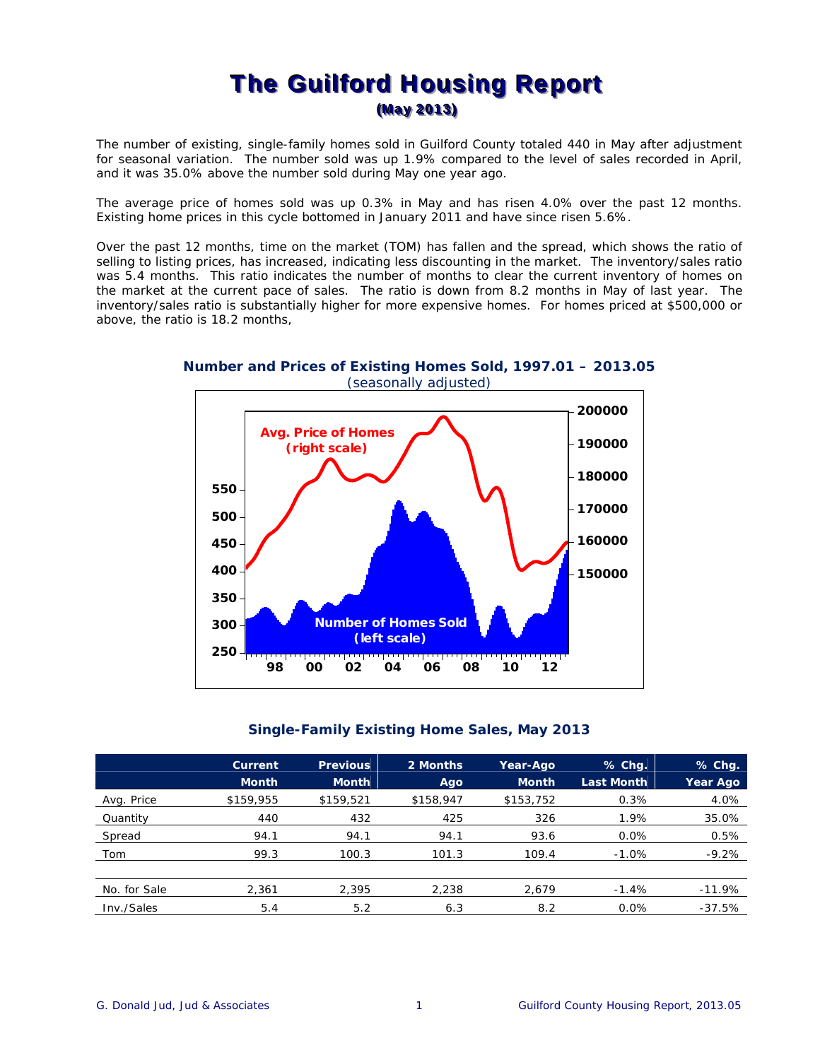# The Guilford Housing Report

**(May 2013)**

The number of existing, single-family homes sold in Guilford County totaled 440 in May after adjustment for seasonal variation. The number sold was up 1.9% compared to the level of sales recorded in April, and it was 35.0% above the number sold during May one year ago.

The average price of homes sold was up 0.3% in May and has risen 4.0% over the past 12 months. Existing home prices in this cycle bottomed in January 2011 and have since risen 5.6%.

Over the past 12 months, time on the market (TOM) has fallen and the spread, which shows the ratio of selling to listing prices, has increased, indicating less discounting in the market. The inventory/sales ratio was 5.4 months. This ratio indicates the number of months to clear the current inventory of homes on the market at the current pace of sales. The ratio is down from 8.2 months in May of last year. The inventory/sales ratio is substantially higher for more expensive homes. For homes priced at $500,000 or above, the ratio is 18.2 months,

**Number and Prices of Existing Homes Sold, 1997.01 – 2013.05**
*(seasonally adjusted)*

### Single-Family Existing Home Sales, May 2013

| | Current Month | Previous Month | 2 Months Ago | Year-Ago Month | % Chg. Last Month | % Chg. Year Ago |
|---|---|---|---|---|---|---|
| Avg. Price | $159,955 | $159,521 | $158,947 | $153,752 | 0.3% | 4.0% |
| Quantity | 440 | 432 | 425 | 326 | 1.9% | 35.0% |
| Spread | 94.1 | 94.1 | 94.1 | 93.6 | 0.0% | 0.5% |
| Tom | 99.3 | 100.3 | 101.3 | 109.4 | -1.0% | -9.2% |
| | | | | | | |
| No. for Sale | 2,361 | 2,395 | 2,238 | 2,679 | -1.4% | -11.9% |
| Inv./Sales | 5.4 | 5.2 | 6.3 | 8.2 | 0.0% | -37.5% |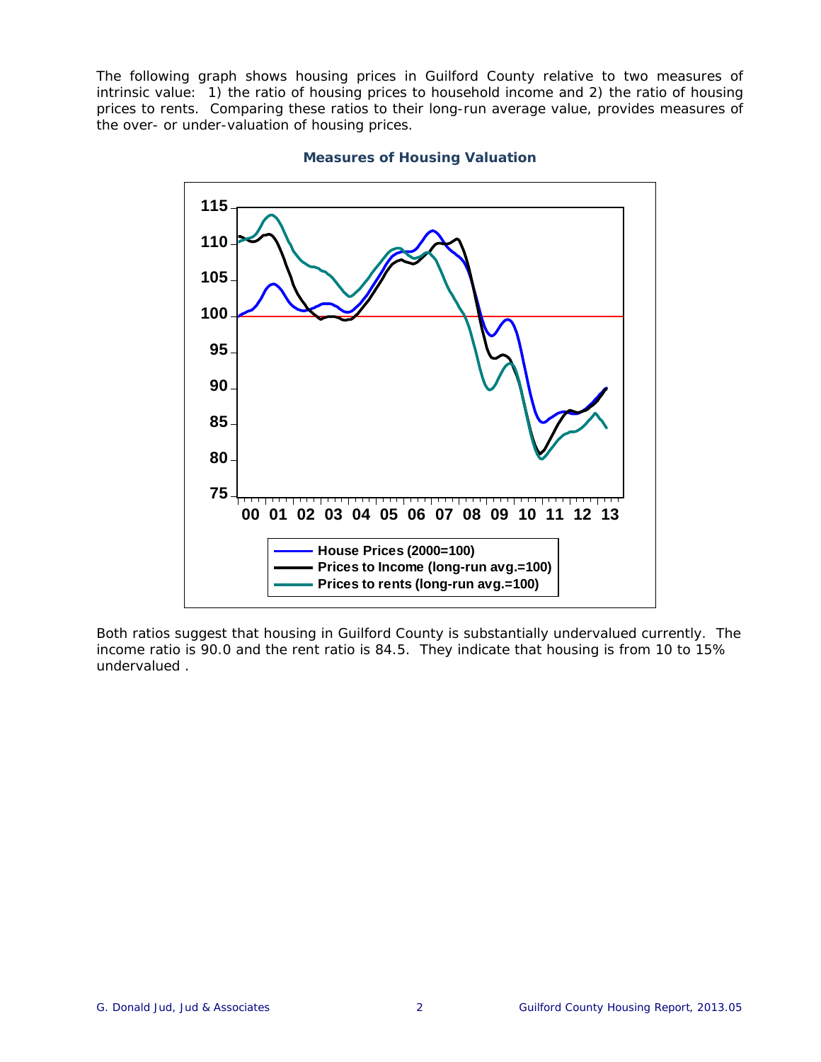The following graph shows housing prices in Guilford County relative to two measures of intrinsic value: 1) the ratio of housing prices to household income and 2) the ratio of housing prices to rents. Comparing these ratios to their long-run average value, provides measures of the over- or under-valuation of housing prices.

**Measures of Housing Valuation**

115
110
105
100
95
90
85
80
75

00 01 02 03 04 05 06 07 08 09 10 11 12 13

House Prices (2000=100)
Prices to Income (long-run avg.=100)
Prices to rents (long-run avg.=100)

Both ratios suggest that housing in Guilford County is substantially undervalued currently. The income ratio is 90.0 and the rent ratio is 84.5. They indicate that housing is from 10 to 15% undervalued .